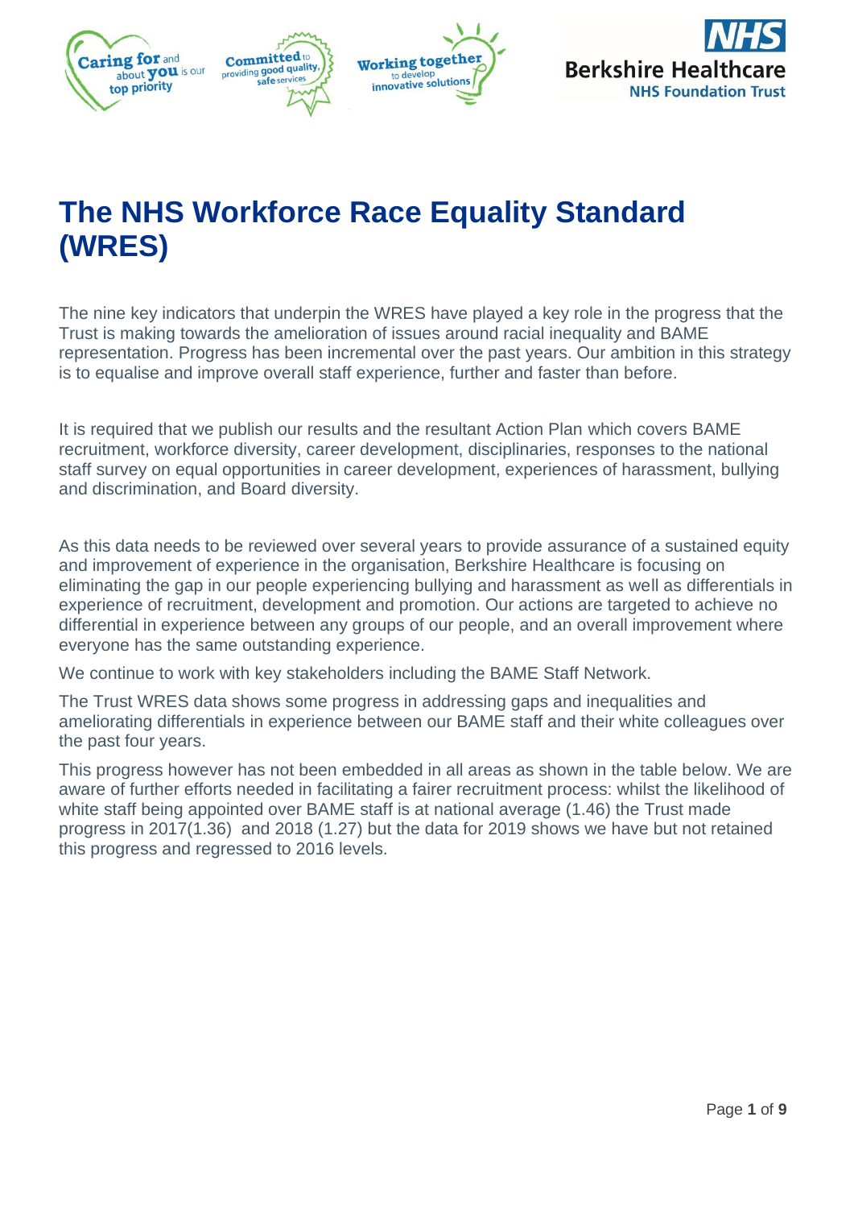# The NHS Workforce Race Equality Standard (WRES)

The nine key indicators that underpin the WRES have played a key role in the progress that the Trust is making towards the amelioration of issues around racial inequality and BAME representation. Progress has been incremental over the past years. Our ambition in this strategy is to equalise and improve overall staff experience, further and faster than before.

It is required that we publish our results and the resultant Action Plan which covers BAME recruitment, workforce diversity, career development, disciplinaries, responses to the national staff survey on equal opportunities in career development, experiences of harassment, bullying and discrimination, and Board diversity.

As this data needs to be reviewed over several years to provide assurance of a sustained equity and improvement of experience in the organisation, Berkshire Healthcare is focusing on eliminating the gap in our people experiencing bullying and harassment as well as differentials in experience of recruitment, development and promotion. Our actions are targeted to achieve no differential in experience between any groups of our people, and an overall improvement where everyone has the same outstanding experience.

We continue to work with key stakeholders including the BAME Staff Network.

The Trust WRES data shows some progress in addressing gaps and inequalities and ameliorating differentials in experience between our BAME staff and their white colleagues over the past four years.

This progress however has not been embedded in all areas as shown in the table below. We are aware of further efforts needed in facilitating a fairer recruitment process: whilst the likelihood of white staff being appointed over BAME staff is at national average (1.46) the Trust made progress in 2017(1.36) and 2018 (1.27) but the data for 2019 shows we have but not retained this progress and regressed to 2016 levels.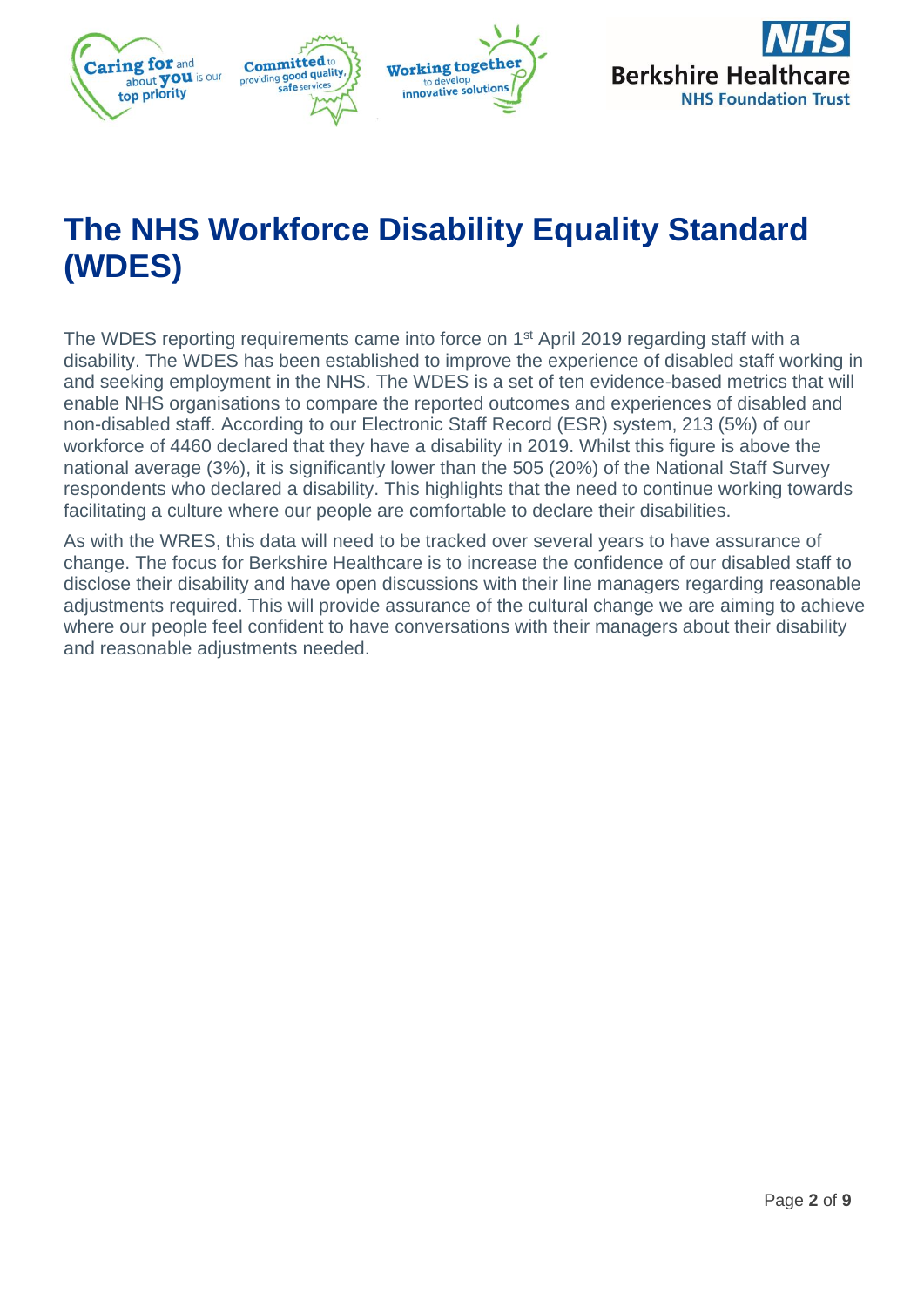# The NHS Workforce Disability Equality Standard (WDES)

The WDES reporting requirements came into force on 1st April 2019 regarding staff with a disability. The WDES has been established to improve the experience of disabled staff working in and seeking employment in the NHS. The WDES is a set of ten evidence-based metrics that will enable NHS organisations to compare the reported outcomes and experiences of disabled and non-disabled staff. According to our Electronic Staff Record (ESR) system, 213 (5%) of our workforce of 4460 declared that they have a disability in 2019. Whilst this figure is above the national average (3%), it is significantly lower than the 505 (20%) of the National Staff Survey respondents who declared a disability. This highlights that the need to continue working towards facilitating a culture where our people are comfortable to declare their disabilities.

As with the WRES, this data will need to be tracked over several years to have assurance of change. The focus for Berkshire Healthcare is to increase the confidence of our disabled staff to disclose their disability and have open discussions with their line managers regarding reasonable adjustments required. This will provide assurance of the cultural change we are aiming to achieve where our people feel confident to have conversations with their managers about their disability and reasonable adjustments needed.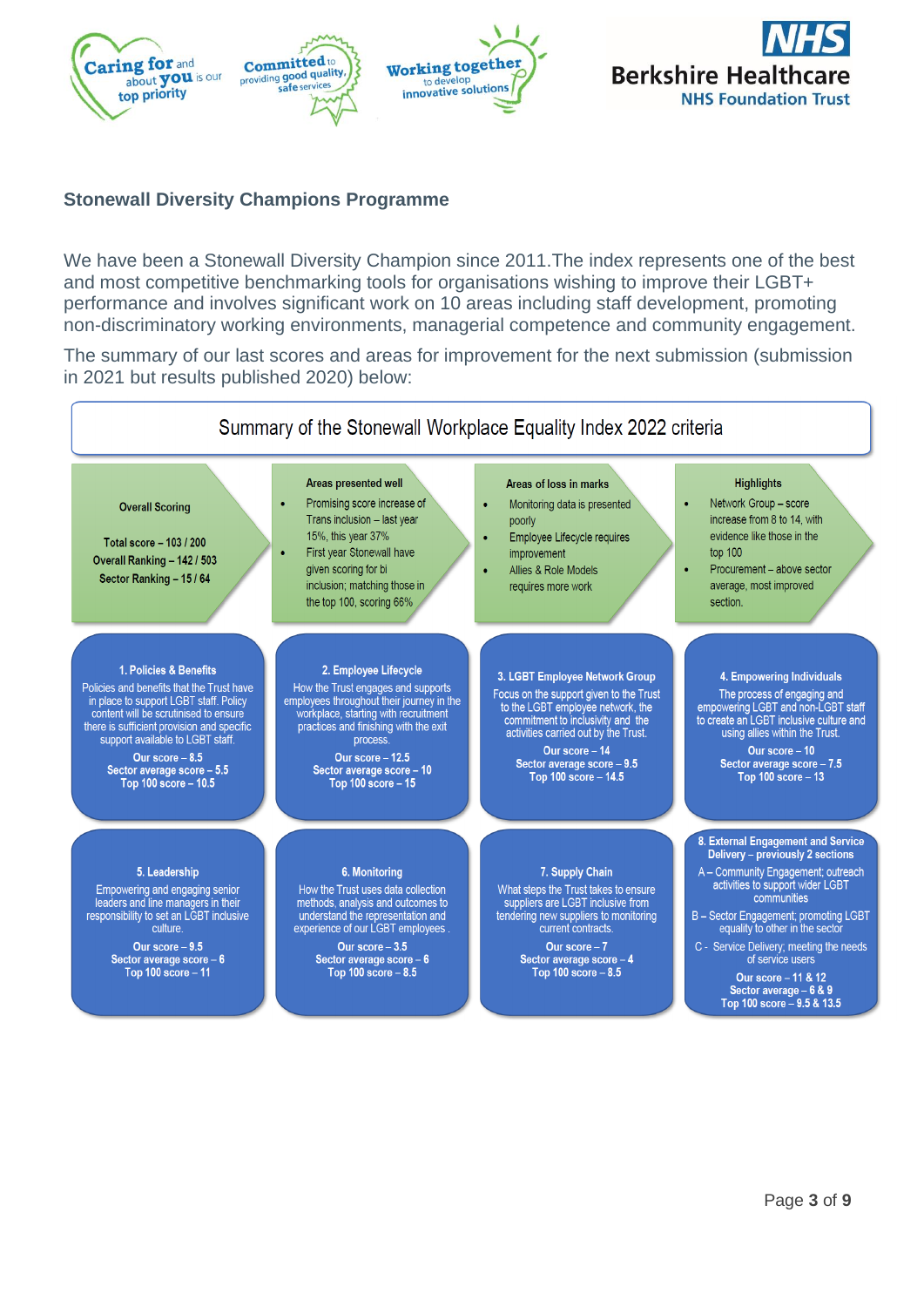## Stonewall Diversity Champions Programme

We have been a Stonewall Diversity Champion since 2011.The index represents one of the best and most competitive benchmarking tools for organisations wishing to improve their LGBT+ performance and involves significant work on 10 areas including staff development, promoting non-discriminatory working environments, managerial competence and community engagement.

The summary of our last scores and areas for improvement for the next submission (submission in 2021 but results published 2020) below:

### Summary of the Stonewall Workplace Equality Index 2022 criteria

**Overall Scoring**

**Total score – 103 / 200**
**Overall Ranking – 142 / 503**
**Sector Ranking – 15 / 64**

**Areas presented well**

- Promising score increase of Trans inclusion – last year 15%, this year 37%
- First year Stonewall have given scoring for bi inclusion; matching those in the top 100, scoring 66%

**Areas of loss in marks**

- Monitoring data is presented poorly
- Employee Lifecycle requires improvement
- Allies & Role Models requires more work

**Highlights**

- Network Group – score increase from 8 to 14, with evidence like those in the top 100
- Procurement – above sector average, most improved section.

**1. Policies & Benefits**

Policies and benefits that the Trust have in place to support LGBT staff. Policy content will be scrutinised to ensure there is sufficient provision and specific support available to LGBT staff.

**Our score – 8.5**
**Sector average score – 5.5**
**Top 100 score – 10.5**

**2. Employee Lifecycle**

How the Trust engages and supports employees throughout their journey in the workplace, starting with recruitment practices and finishing with the exit process.

**Our score – 12.5**
**Sector average score – 10**
**Top 100 score – 15**

**3. LGBT Employee Network Group**

Focus on the support given to the Trust to the LGBT employee network, the commitment to inclusivity and the activities carried out by the Trust.

**Our score – 14**
**Sector average score – 9.5**
**Top 100 score – 14.5**

**4. Empowering Individuals**

The process of engaging and empowering LGBT and non-LGBT staff to create an LGBT inclusive culture and using allies within the Trust.

**Our score – 10**
**Sector average score – 7.5**
**Top 100 score – 13**

**5. Leadership**

Empowering and engaging senior leaders and line managers in their responsibility to set an LGBT inclusive culture.

**Our score – 9.5**
**Sector average score – 6**
**Top 100 score – 11**

**6. Monitoring**

How the Trust uses data collection methods, analysis and outcomes to understand the representation and experience of our LGBT employees .

**Our score – 3.5**
**Sector average score – 6**
**Top 100 score – 8.5**

**7. Supply Chain**

What steps the Trust takes to ensure suppliers are LGBT inclusive from tendering new suppliers to monitoring current contracts.

**Our score – 7**
**Sector average score – 4**
**Top 100 score – 8.5**

**8. External Engagement and Service Delivery – previously 2 sections**

A – Community Engagement; outreach activities to support wider LGBT communities

B – Sector Engagement; promoting LGBT equality to other in the sector

C - Service Delivery; meeting the needs of service users

**Our score – 11 & 12**
**Sector average – 6 & 9**
**Top 100 score – 9.5 & 13.5**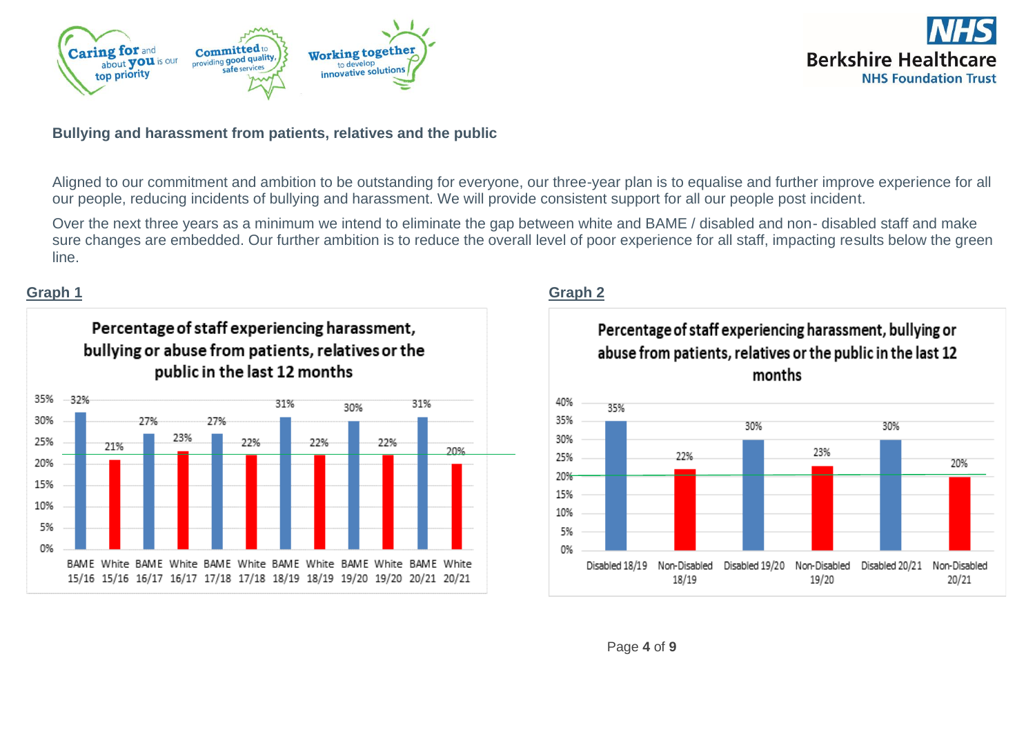**Bullying and harassment from patients, relatives and the public**

Aligned to our commitment and ambition to be outstanding for everyone, our three-year plan is to equalise and further improve experience for all our people, reducing incidents of bullying and harassment. We will provide consistent support for all our people post incident.

Over the next three years as a minimum we intend to eliminate the gap between white and BAME / disabled and non- disabled staff and make sure changes are embedded. Our further ambition is to reduce the overall level of poor experience for all staff, impacting results below the green line.

**Graph 1**

Percentage of staff experiencing harassment, bullying or abuse from patients, relatives or the public in the last 12 months

| Group | Percentage |
|---|---|
| BAME 15/16 | 32% |
| White 15/16 | 21% |
| BAME 16/17 | 27% |
| White 16/17 | 23% |
| BAME 17/18 | 27% |
| White 17/18 | 22% |
| BAME 18/19 | 31% |
| White 18/19 | 22% |
| BAME 19/20 | 30% |
| White 19/20 | 22% |
| BAME 20/21 | 31% |
| White 20/21 | 20% |

**Graph 2**

Percentage of staff experiencing harassment, bullying or abuse from patients, relatives or the public in the last 12 months

| Group | Percentage |
|---|---|
| Disabled 18/19 | 35% |
| Non-Disabled 18/19 | 22% |
| Disabled 19/20 | 30% |
| Non-Disabled 19/20 | 23% |
| Disabled 20/21 | 30% |
| Non-Disabled 20/21 | 20% |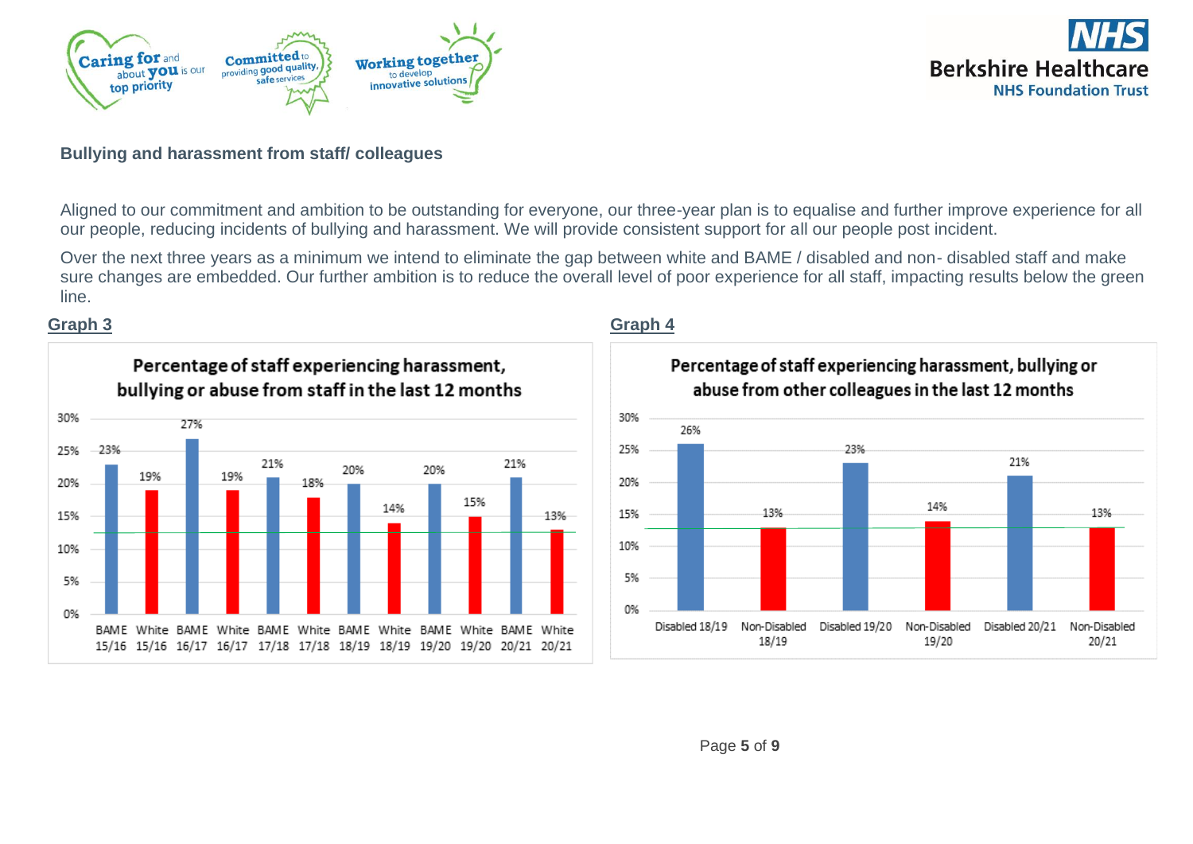### Bullying and harassment from staff/ colleagues

Aligned to our commitment and ambition to be outstanding for everyone, our three-year plan is to equalise and further improve experience for all our people, reducing incidents of bullying and harassment. We will provide consistent support for all our people post incident.

Over the next three years as a minimum we intend to eliminate the gap between white and BAME / disabled and non- disabled staff and make sure changes are embedded. Our further ambition is to reduce the overall level of poor experience for all staff, impacting results below the green line.

**Graph 3**

Percentage of staff experiencing harassment, bullying or abuse from staff in the last 12 months

| Group | Percentage |
|---|---|
| BAME 15/16 | 23% |
| White 15/16 | 19% |
| BAME 16/17 | 27% |
| White 16/17 | 19% |
| BAME 17/18 | 21% |
| White 17/18 | 18% |
| BAME 18/19 | 20% |
| White 18/19 | 14% |
| BAME 19/20 | 20% |
| White 19/20 | 15% |
| BAME 20/21 | 21% |
| White 20/21 | 13% |

**Graph 4**

Percentage of staff experiencing harassment, bullying or abuse from other colleagues in the last 12 months

| Group | Percentage |
|---|---|
| Disabled 18/19 | 26% |
| Non-Disabled 18/19 | 13% |
| Disabled 19/20 | 23% |
| Non-Disabled 19/20 | 14% |
| Disabled 20/21 | 21% |
| Non-Disabled 20/21 | 13% |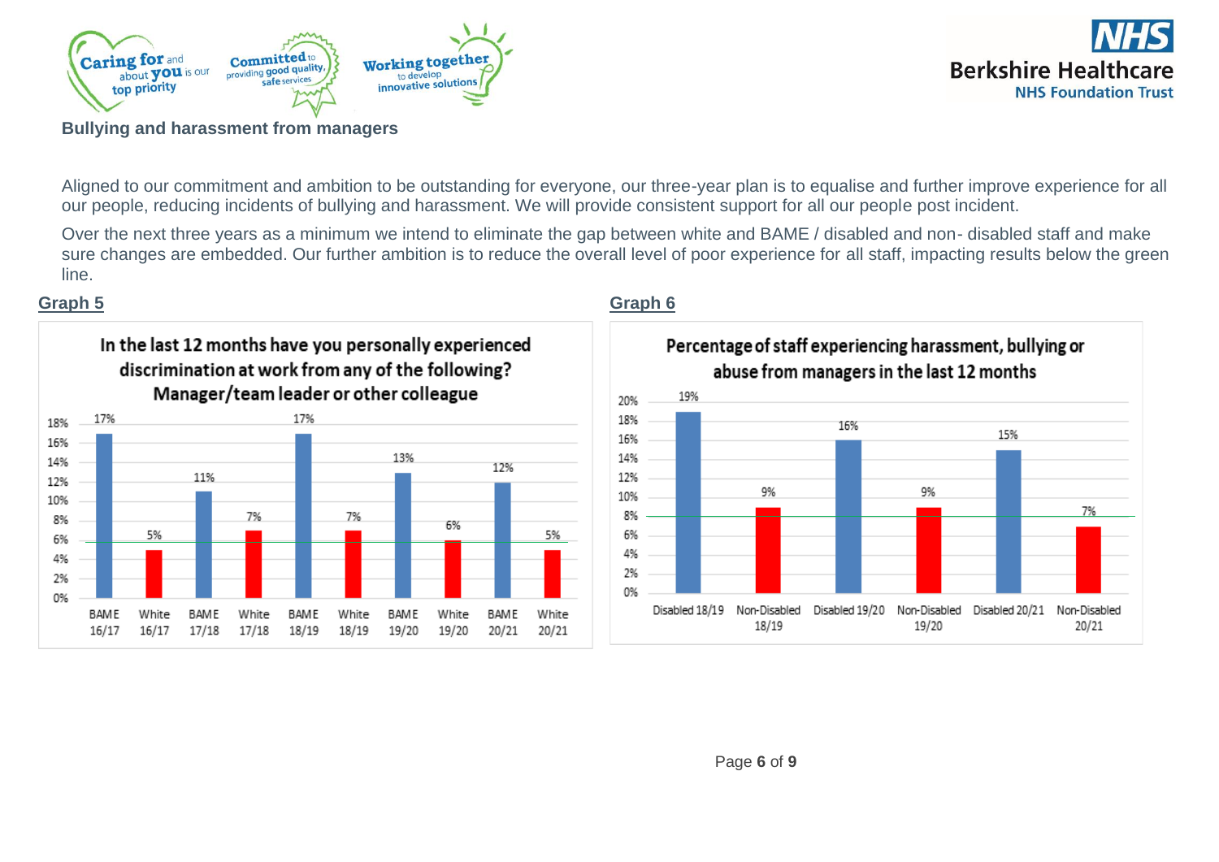## Bullying and harassment from managers

Aligned to our commitment and ambition to be outstanding for everyone, our three-year plan is to equalise and further improve experience for all our people, reducing incidents of bullying and harassment. We will provide consistent support for all our people post incident.

Over the next three years as a minimum we intend to eliminate the gap between white and BAME / disabled and non- disabled staff and make sure changes are embedded. Our further ambition is to reduce the overall level of poor experience for all staff, impacting results below the green line.

### Graph 5

**In the last 12 months have you personally experienced discrimination at work from any of the following? Manager/team leader or other colleague**

| Group | % |
|---|---|
| BAME 16/17 | 17% |
| White 16/17 | 5% |
| BAME 17/18 | 11% |
| White 17/18 | 7% |
| BAME 18/19 | 17% |
| White 18/19 | 7% |
| BAME 19/20 | 13% |
| White 19/20 | 6% |
| BAME 20/21 | 12% |
| White 20/21 | 5% |

### Graph 6

**Percentage of staff experiencing harassment, bullying or abuse from managers in the last 12 months**

| Group | % |
|---|---|
| Disabled 18/19 | 19% |
| Non-Disabled 18/19 | 9% |
| Disabled 19/20 | 16% |
| Non-Disabled 19/20 | 9% |
| Disabled 20/21 | 15% |
| Non-Disabled 20/21 | 7% |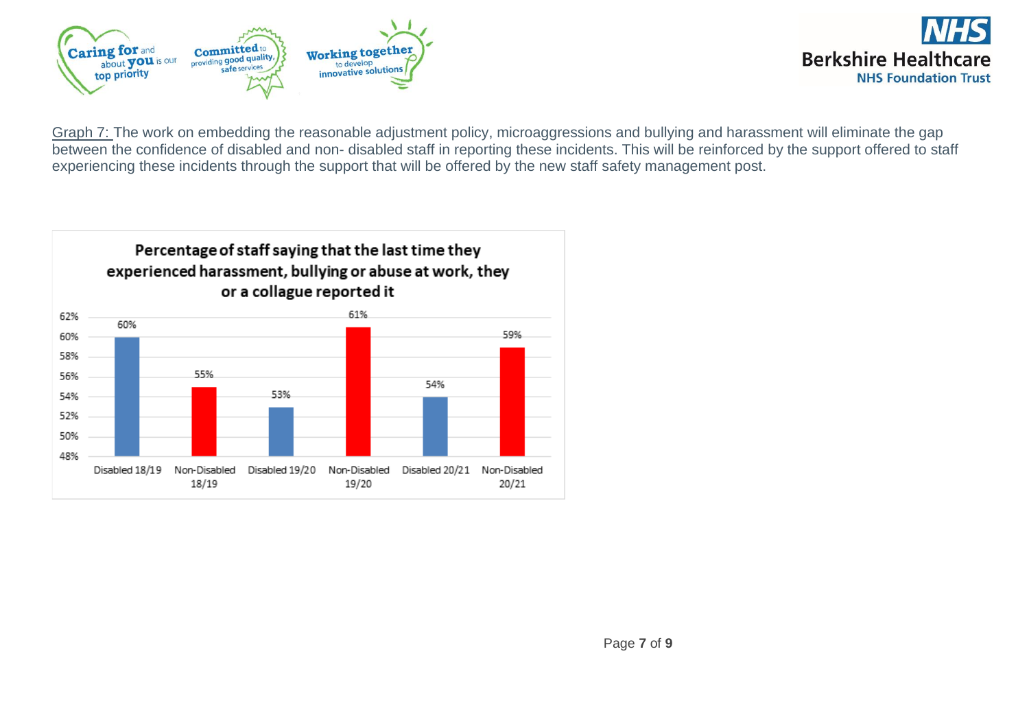Graph 7: The work on embedding the reasonable adjustment policy, microaggressions and bullying and harassment will eliminate the gap between the confidence of disabled and non- disabled staff in reporting these incidents. This will be reinforced by the support offered to staff experiencing these incidents through the support that will be offered by the new staff safety management post.

**Percentage of staff saying that the last time they experienced harassment, bullying or abuse at work, they or a collague reported it**

| Group | Percentage |
|---|---|
| Disabled 18/19 | 60% |
| Non-Disabled 18/19 | 55% |
| Disabled 19/20 | 53% |
| Non-Disabled 19/20 | 61% |
| Disabled 20/21 | 54% |
| Non-Disabled 20/21 | 59% |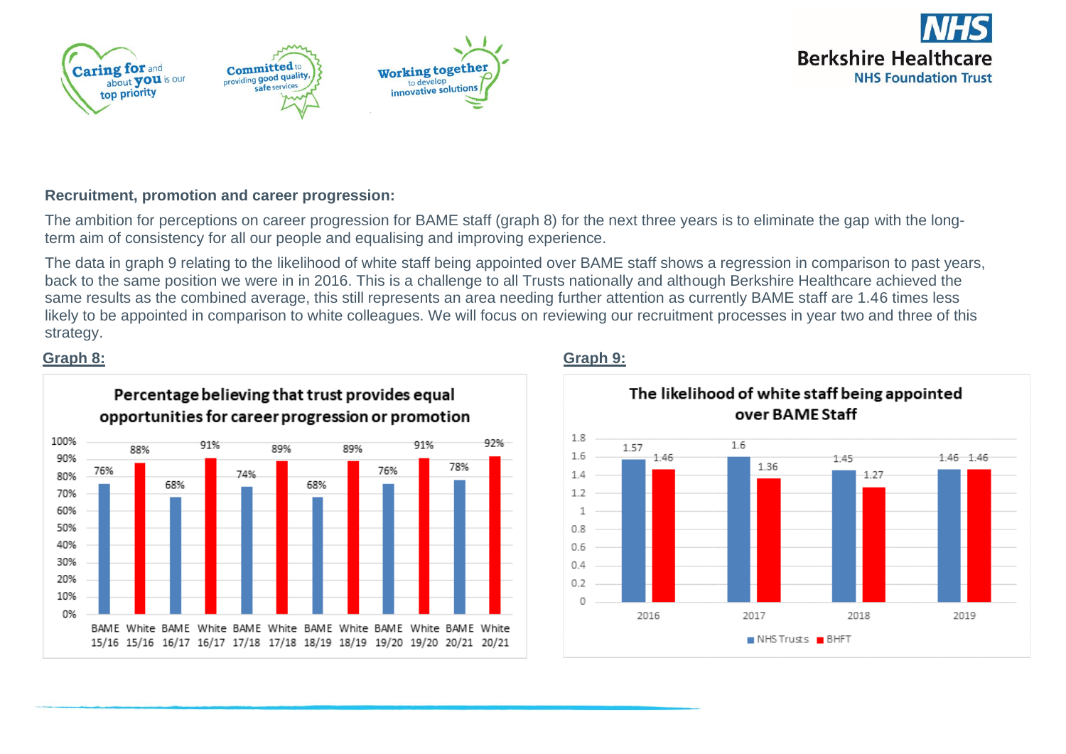**Recruitment, promotion and career progression:**

The ambition for perceptions on career progression for BAME staff (graph 8) for the next three years is to eliminate the gap with the long-term aim of consistency for all our people and equalising and improving experience.

The data in graph 9 relating to the likelihood of white staff being appointed over BAME staff shows a regression in comparison to past years, back to the same position we were in in 2016. This is a challenge to all Trusts nationally and although Berkshire Healthcare achieved the same results as the combined average, this still represents an area needing further attention as currently BAME staff are 1.46 times less likely to be appointed in comparison to white colleagues. We will focus on reviewing our recruitment processes in year two and three of this strategy.

**Graph 8:**

Percentage believing that trust provides equal opportunities for career progression or promotion

| Group | Percentage |
|---|---|
| BAME 15/16 | 76% |
| White 15/16 | 88% |
| BAME 16/17 | 68% |
| White 16/17 | 91% |
| BAME 17/18 | 74% |
| White 17/18 | 89% |
| BAME 18/19 | 68% |
| White 18/19 | 89% |
| BAME 19/20 | 76% |
| White 19/20 | 91% |
| BAME 20/21 | 78% |
| White 20/21 | 92% |

**Graph 9:**

The likelihood of white staff being appointed over BAME Staff

| Year | NHS Trusts | BHFT |
|---|---|---|
| 2016 | 1.57 | 1.46 |
| 2017 | 1.6 | 1.36 |
| 2018 | 1.45 | 1.27 |
| 2019 | 1.46 | 1.46 |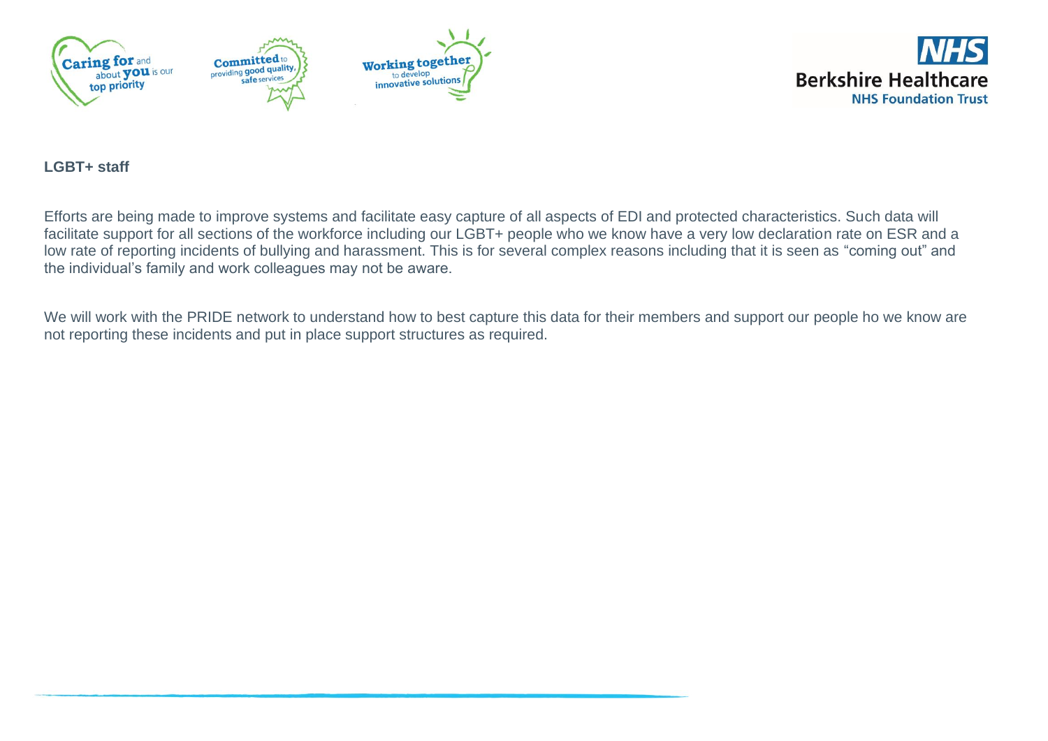**LGBT+ staff**

Efforts are being made to improve systems and facilitate easy capture of all aspects of EDI and protected characteristics. Such data will facilitate support for all sections of the workforce including our LGBT+ people who we know have a very low declaration rate on ESR and a low rate of reporting incidents of bullying and harassment. This is for several complex reasons including that it is seen as "coming out" and the individual's family and work colleagues may not be aware.

We will work with the PRIDE network to understand how to best capture this data for their members and support our people ho we know are not reporting these incidents and put in place support structures as required.